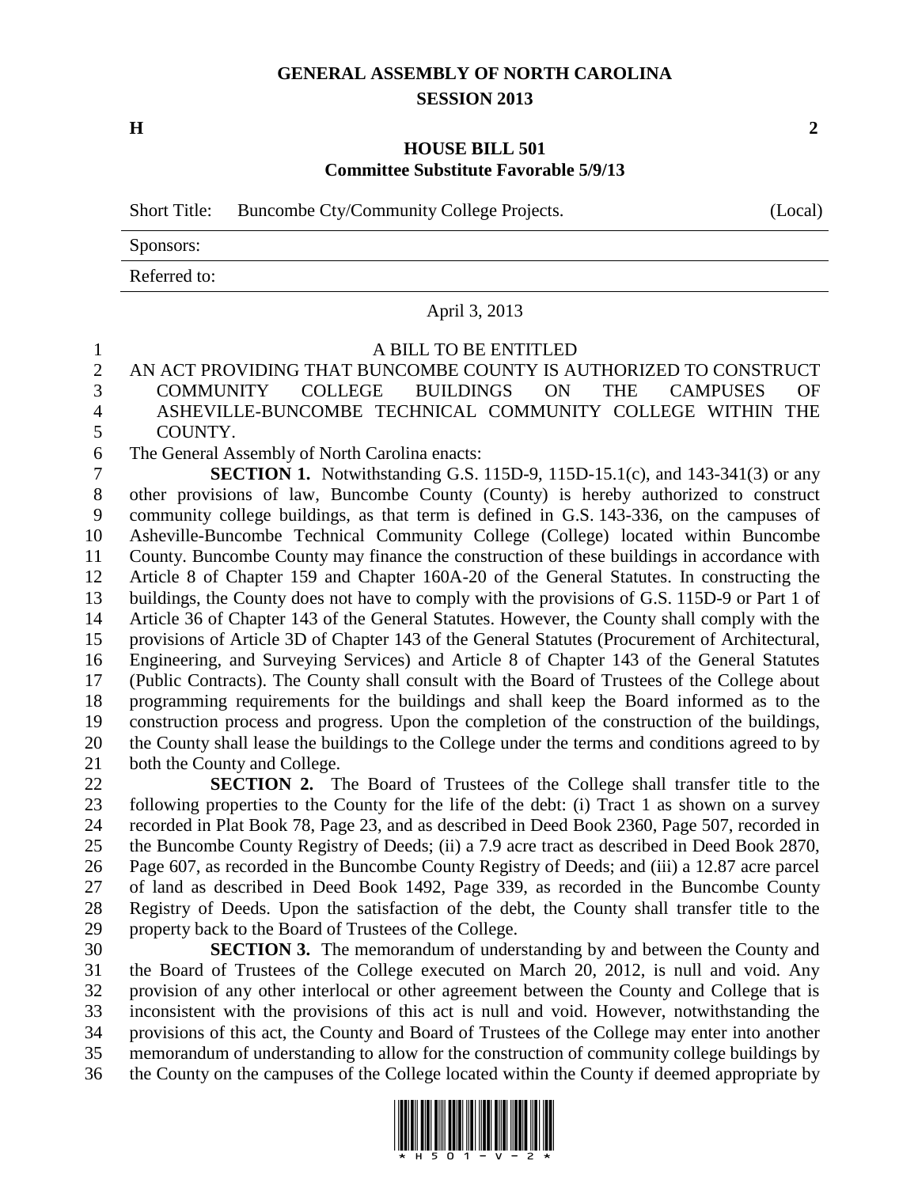# GENERAL ASSEMBLY OF NORTH CAROLINA
## SESSION 2013

**H** **2**

## HOUSE BILL 501
### Committee Substitute Favorable 5/9/13

Short Title: Buncombe Cty/Community College Projects. (Local)

Sponsors:

Referred to:

April 3, 2013

A BILL TO BE ENTITLED

AN ACT PROVIDING THAT BUNCOMBE COUNTY IS AUTHORIZED TO CONSTRUCT COMMUNITY COLLEGE BUILDINGS ON THE CAMPUSES OF ASHEVILLE-BUNCOMBE TECHNICAL COMMUNITY COLLEGE WITHIN THE COUNTY.

The General Assembly of North Carolina enacts:

**SECTION 1.** Notwithstanding G.S. 115D-9, 115D-15.1(c), and 143-341(3) or any other provisions of law, Buncombe County (County) is hereby authorized to construct community college buildings, as that term is defined in G.S. 143-336, on the campuses of Asheville-Buncombe Technical Community College (College) located within Buncombe County. Buncombe County may finance the construction of these buildings in accordance with Article 8 of Chapter 159 and Chapter 160A-20 of the General Statutes. In constructing the buildings, the County does not have to comply with the provisions of G.S. 115D-9 or Part 1 of Article 36 of Chapter 143 of the General Statutes. However, the County shall comply with the provisions of Article 3D of Chapter 143 of the General Statutes (Procurement of Architectural, Engineering, and Surveying Services) and Article 8 of Chapter 143 of the General Statutes (Public Contracts). The County shall consult with the Board of Trustees of the College about programming requirements for the buildings and shall keep the Board informed as to the construction process and progress. Upon the completion of the construction of the buildings, the County shall lease the buildings to the College under the terms and conditions agreed to by both the County and College.

**SECTION 2.** The Board of Trustees of the College shall transfer title to the following properties to the County for the life of the debt: (i) Tract 1 as shown on a survey recorded in Plat Book 78, Page 23, and as described in Deed Book 2360, Page 507, recorded in the Buncombe County Registry of Deeds; (ii) a 7.9 acre tract as described in Deed Book 2870, Page 607, as recorded in the Buncombe County Registry of Deeds; and (iii) a 12.87 acre parcel of land as described in Deed Book 1492, Page 339, as recorded in the Buncombe County Registry of Deeds. Upon the satisfaction of the debt, the County shall transfer title to the property back to the Board of Trustees of the College.

**SECTION 3.** The memorandum of understanding by and between the County and the Board of Trustees of the College executed on March 20, 2012, is null and void. Any provision of any other interlocal or other agreement between the County and College that is inconsistent with the provisions of this act is null and void. However, notwithstanding the provisions of this act, the County and Board of Trustees of the College may enter into another memorandum of understanding to allow for the construction of community college buildings by the County on the campuses of the College located within the County if deemed appropriate by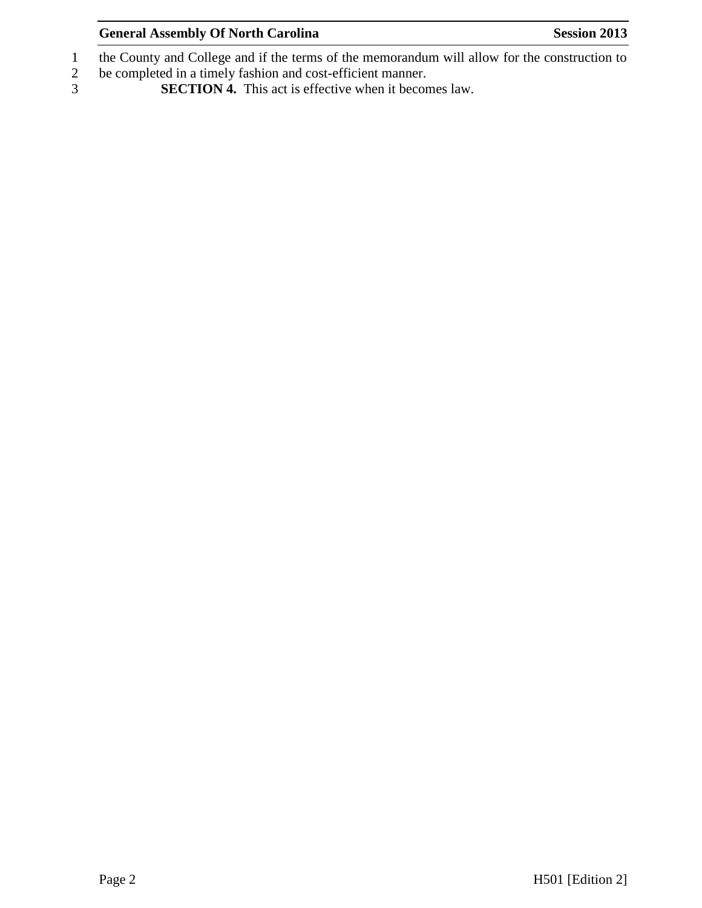the County and College and if the terms of the memorandum will allow for the construction to be completed in a timely fashion and cost-efficient manner.

**SECTION 4.** This act is effective when it becomes law.